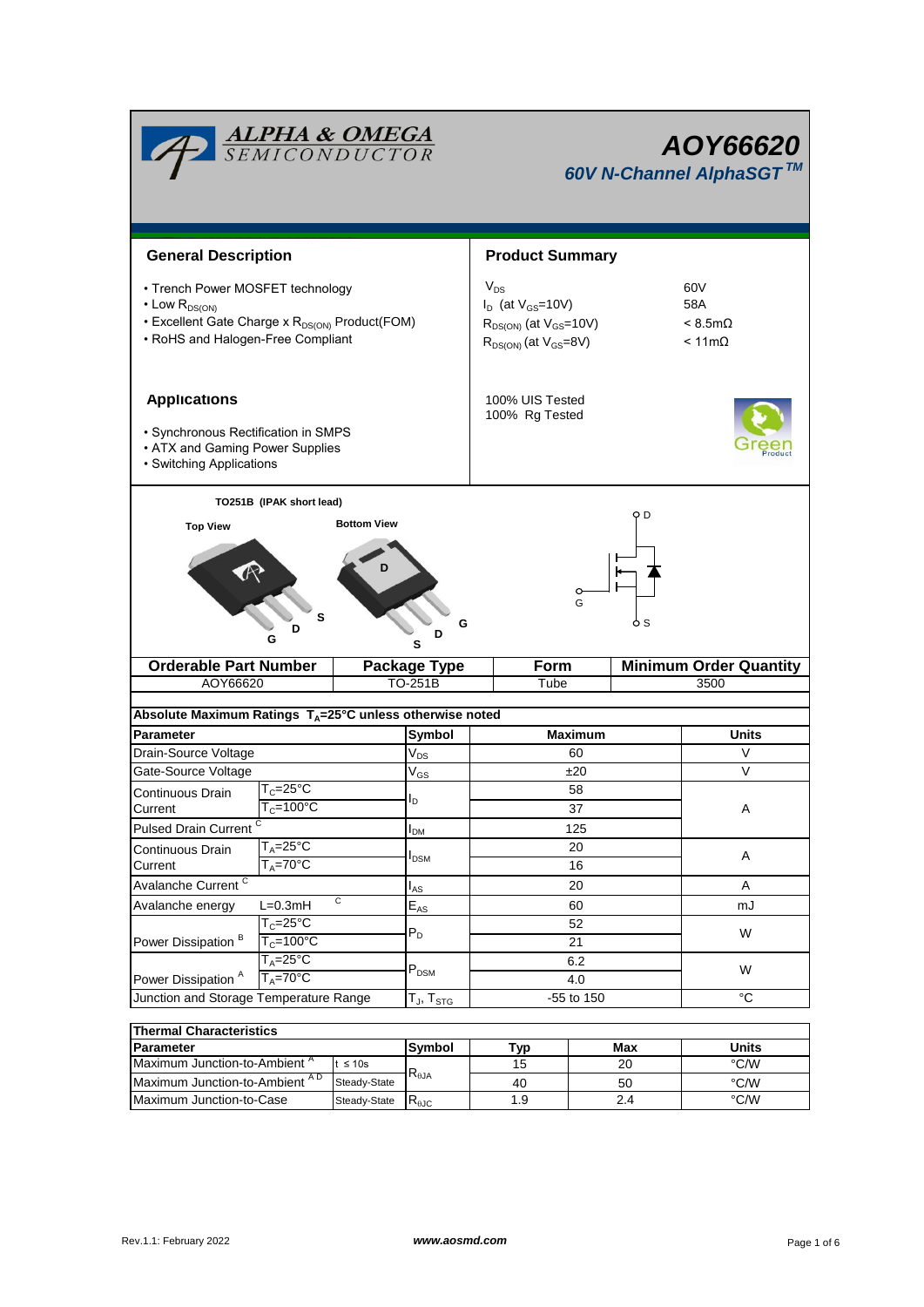# AOY66620

## 60V N-Channel AlphaSGT™

## General Description

- Trench Power MOSFET technology
- Low $R_{DS(ON)}$
- Excellent Gate Charge x $R_{DS(ON)}$ Product(FOM)
- RoHS and Halogen-Free Compliant

## Product Summary

| | |
|---|---|
| $V_{DS}$ | 60V |
| $I_D$ (at $V_{GS}$=10V) | 58A |
| $R_{DS(ON)}$ (at $V_{GS}$=10V) | < 8.5mΩ |
| $R_{DS(ON)}$ (at $V_{GS}$=8V) | < 11mΩ |

100% UIS Tested
100% Rg Tested

## Applications

- Synchronous Rectification in SMPS
- ATX and Gaming Power Supplies
- Switching Applications

TO251B (IPAK short lead)

Top View — G D S
Bottom View — D, G D S

| Orderable Part Number | Package Type | Form | Minimum Order Quantity |
|---|---|---|---|
| AOY66620 | TO-251B | Tube | 3500 |

**Absolute Maximum Ratings $T_A$=25°C unless otherwise noted**

| Parameter | | Symbol | Maximum | Units |
|---|---|---|---|---|
| Drain-Source Voltage | | $V_{DS}$ | 60 | V |
| Gate-Source Voltage | | $V_{GS}$ | ±20 | V |
| Continuous Drain Current | $T_C$=25°C | $I_D$ | 58 | A |
| | $T_C$=100°C | | 37 | |
| Pulsed Drain Current [C] | | $I_{DM}$ | 125 | |
| Continuous Drain Current | $T_A$=25°C | $I_{DSM}$ | 20 | A |
| | $T_A$=70°C | | 16 | |
| Avalanche Current [C] | | $I_{AS}$ | 20 | A |
| Avalanche energy | L=0.3mH [C] | $E_{AS}$ | 60 | mJ |
| Power Dissipation [B] | $T_C$=25°C | $P_D$ | 52 | W |
| | $T_C$=100°C | | 21 | |
| Power Dissipation [A] | $T_A$=25°C | $P_{DSM}$ | 6.2 | W |
| | $T_A$=70°C | | 4.0 | |
| Junction and Storage Temperature Range | | $T_J$, $T_{STG}$ | -55 to 150 | °C |

**Thermal Characteristics**

| Parameter | | Symbol | Typ | Max | Units |
|---|---|---|---|---|---|
| Maximum Junction-to-Ambient [A] | t ≤ 10s | $R_{\theta JA}$ | 15 | 20 | °C/W |
| Maximum Junction-to-Ambient [A D] | Steady-State | | 40 | 50 | °C/W |
| Maximum Junction-to-Case | Steady-State | $R_{\theta JC}$ | 1.9 | 2.4 | °C/W |

Rev.1.1: February 2022 www.aosmd.com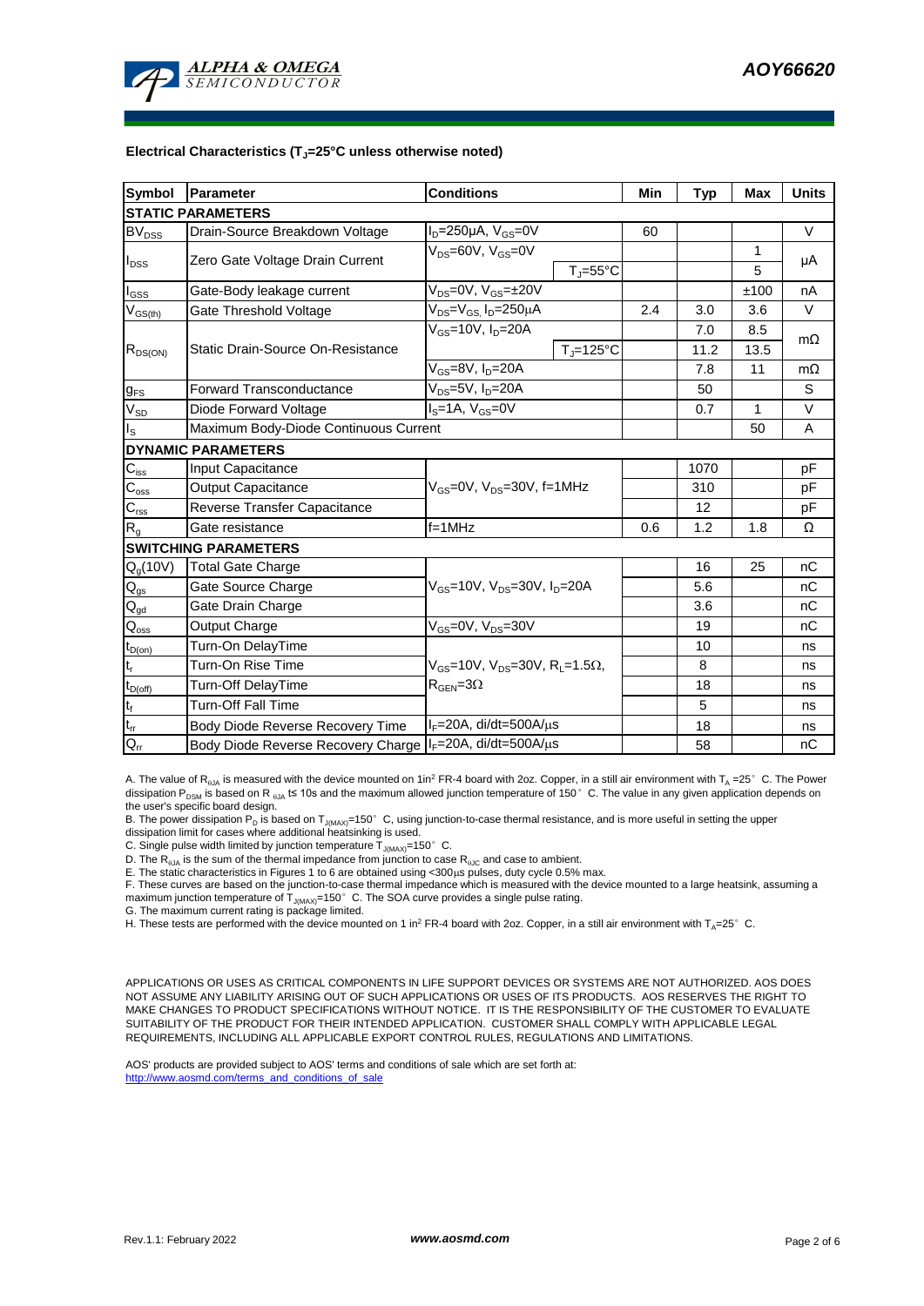### Electrical Characteristics ($T_J$=25°C unless noted)

| Symbol | Parameter | Conditions | | Min | Typ | Max | Units |
|---|---|---|---|---|---|---|---|
| **STATIC PARAMETERS** | | | | | | | |
| $BV_{DSS}$ | Drain-Source Breakdown Voltage | $I_D$=250µA, $V_{GS}$=0V | | 60 | | | V |
| $I_{DSS}$ | Zero Gate Voltage Drain Current | $V_{DS}$=60V, $V_{GS}$=0V | | | | 1 | µA |
| | | | $T_J$=55°C | | | 5 | |
| $I_{GSS}$ | Gate-Body leakage current | $V_{DS}$=0V, $V_{GS}$=±20V | | | | ±100 | nA |
| $V_{GS(th)}$ | Gate Threshold Voltage | $V_{DS}$=$V_{GS}$, $I_D$=250µA | | 2.4 | 3.0 | 3.6 | V |
| $R_{DS(ON)}$ | Static Drain-Source On-Resistance | $V_{GS}$=10V, $I_D$=20A | | | 7.0 | 8.5 | mΩ |
| | | | $T_J$=125°C | | 11.2 | 13.5 | |
| | | $V_{GS}$=8V, $I_D$=20A | | | 7.8 | 11 | mΩ |
| $g_{FS}$ | Forward Transconductance | $V_{DS}$=5V, $I_D$=20A | | | 50 | | S |
| $V_{SD}$ | Diode Forward Voltage | $I_S$=1A, $V_{GS}$=0V | | | 0.7 | 1 | V |
| $I_S$ | Maximum Body-Diode Continuous Current | | | | | 50 | A |
| **DYNAMIC PARAMETERS** | | | | | | | |
| $C_{iss}$ | Input Capacitance | $V_{GS}$=0V, $V_{DS}$=30V, f=1MHz | | | 1070 | | pF |
| $C_{oss}$ | Output Capacitance | | | | 310 | | pF |
| $C_{rss}$ | Reverse Transfer Capacitance | | | | 12 | | pF |
| $R_g$ | Gate resistance | f=1MHz | | 0.6 | 1.2 | 1.8 | Ω |
| **SWITCHING PARAMETERS** | | | | | | | |
| $Q_g$(10V) | Total Gate Charge | $V_{GS}$=10V, $V_{DS}$=30V, $I_D$=20A | | | 16 | 25 | nC |
| $Q_{gs}$ | Gate Source Charge | | | | 5.6 | | nC |
| $Q_{gd}$ | Gate Drain Charge | | | | 3.6 | | nC |
| $Q_{oss}$ | Output Charge | $V_{GS}$=0V, $V_{DS}$=30V | | | 19 | | nC |
| $t_{D(on)}$ | Turn-On DelayTime | $V_{GS}$=10V, $V_{DS}$=30V, $R_L$=1.5Ω, $R_{GEN}$=3Ω | | | 10 | | ns |
| $t_r$ | Turn-On Rise Time | | | | 8 | | ns |
| $t_{D(off)}$ | Turn-Off DelayTime | | | | 18 | | ns |
| $t_f$ | Turn-Off Fall Time | | | | 5 | | ns |
| $t_{rr}$ | Body Diode Reverse Recovery Time | $I_F$=20A, di/dt=500A/µs | | | 18 | | ns |
| $Q_{rr}$ | Body Diode Reverse Recovery Charge | $I_F$=20A, di/dt=500A/µs | | | 58 | | nC |

A. The value of $R_{\theta JA}$ is measured with the device mounted on 1in² FR-4 board with 2oz. Copper, in a still air environment with $T_A$ =25° C. The Power dissipation $P_{DSM}$ is based on R $_{\theta JA}$ t≤ 10s and the maximum allowed junction temperature of 150° C. The value in any given application depends on the user's specific board design.

B. The power dissipation $P_D$ is based on $T_{J(MAX)}$=150° C, using junction-to-case thermal resistance, and is more useful in setting the upper dissipation limit for cases where additional heatsinking is used.

C. Single pulse width limited by junction temperature $T_{J(MAX)}$=150° C.

D. The $R_{\theta JA}$ is the sum of the thermal impedance from junction to case $R_{\theta JC}$ and case to ambient.

E. The static characteristics in Figures 1 to 6 are obtained using <300µs pulses, duty cycle 0.5% max.

F. These curves are based on the junction-to-case thermal impedance which is measured with the device mounted to a large heatsink, assuming a maximum junction temperature of $T_{J(MAX)}$=150° C. The SOA curve provides a single pulse rating.

G. The maximum current rating is package limited.

H. These tests are performed with the device mounted on 1 in² FR-4 board with 2oz. Copper, in a still air environment with $T_A$=25° C.

APPLICATIONS OR USES AS CRITICAL COMPONENTS IN LIFE SUPPORT DEVICES OR SYSTEMS ARE NOT AUTHORIZED. AOS DOES NOT ASSUME ANY LIABILITY ARISING OUT OF SUCH APPLICATIONS OR USES OF ITS PRODUCTS. AOS RESERVES THE RIGHT TO MAKE CHANGES TO PRODUCT SPECIFICATIONS WITHOUT NOTICE. IT IS THE RESPONSIBILITY OF THE CUSTOMER TO EVALUATE SUITABILITY OF THE PRODUCT FOR THEIR INTENDED APPLICATION. CUSTOMER SHALL COMPLY WITH APPLICABLE LEGAL REQUIREMENTS, INCLUDING ALL APPLICABLE EXPORT CONTROL RULES, REGULATIONS AND LIMITATIONS.

AOS' products are provided subject to AOS' terms and conditions of sale which are set forth at:
http://www.aosmd.com/terms_and_conditions_of_sale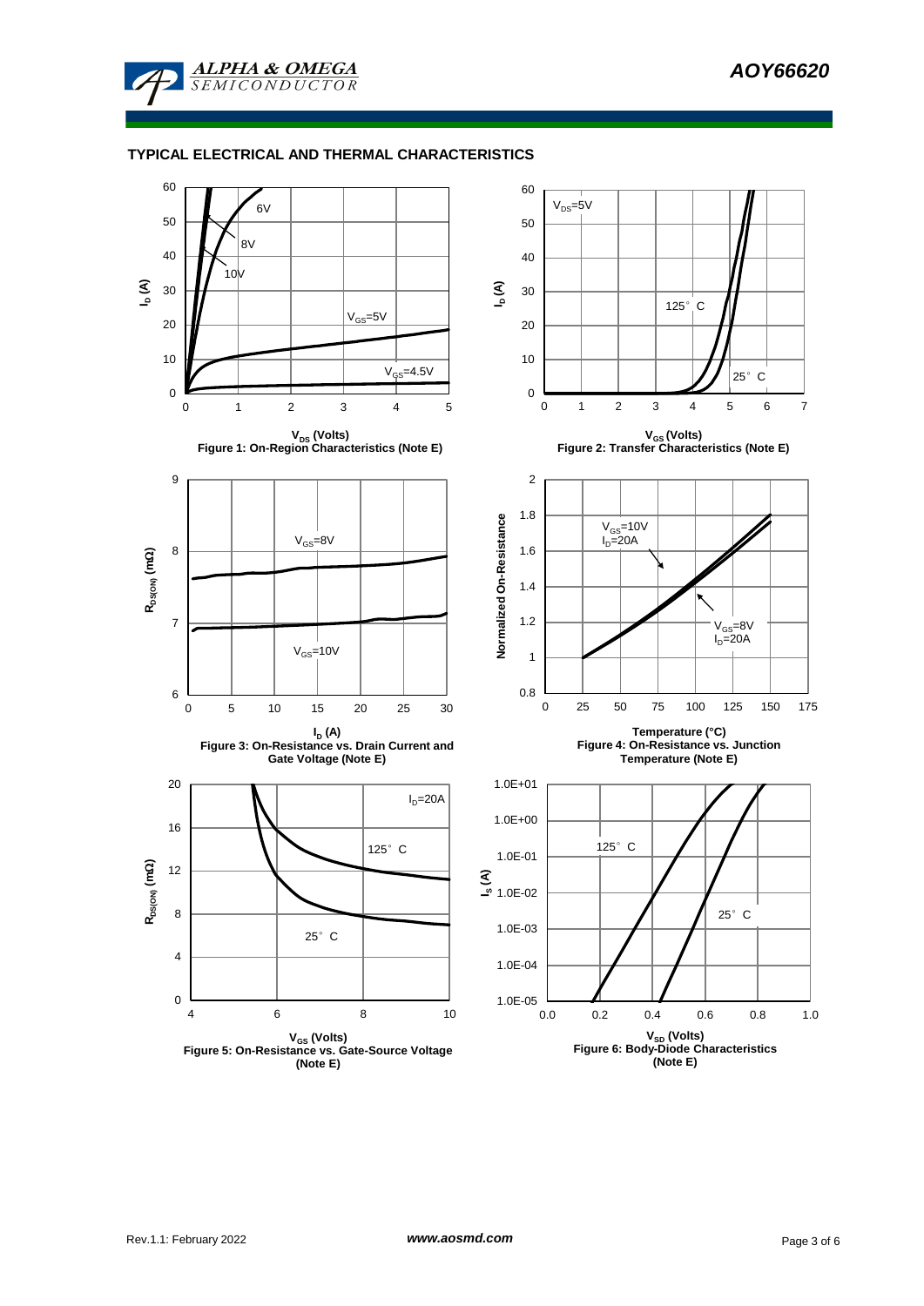## TYPICAL ELECTRICAL AND THERMAL CHARACTERISTICS

$V_{DS}$ (Volts)

Figure 1: On-Region Characteristics (Note E)

$V_{GS}$ (Volts)

Figure 2: Transfer Characteristics (Note E)

$I_D$ (A)

Figure 3: On-Resistance vs. Drain Current and Gate Voltage (Note E)

Temperature (°C)

Figure 4: On-Resistance vs. Junction Temperature (Note E)

$V_{GS}$ (Volts)

Figure 5: On-Resistance vs. Gate-Source Voltage (Note E)

$V_{SD}$ (Volts)

Figure 6: Body-Diode Characteristics (Note E)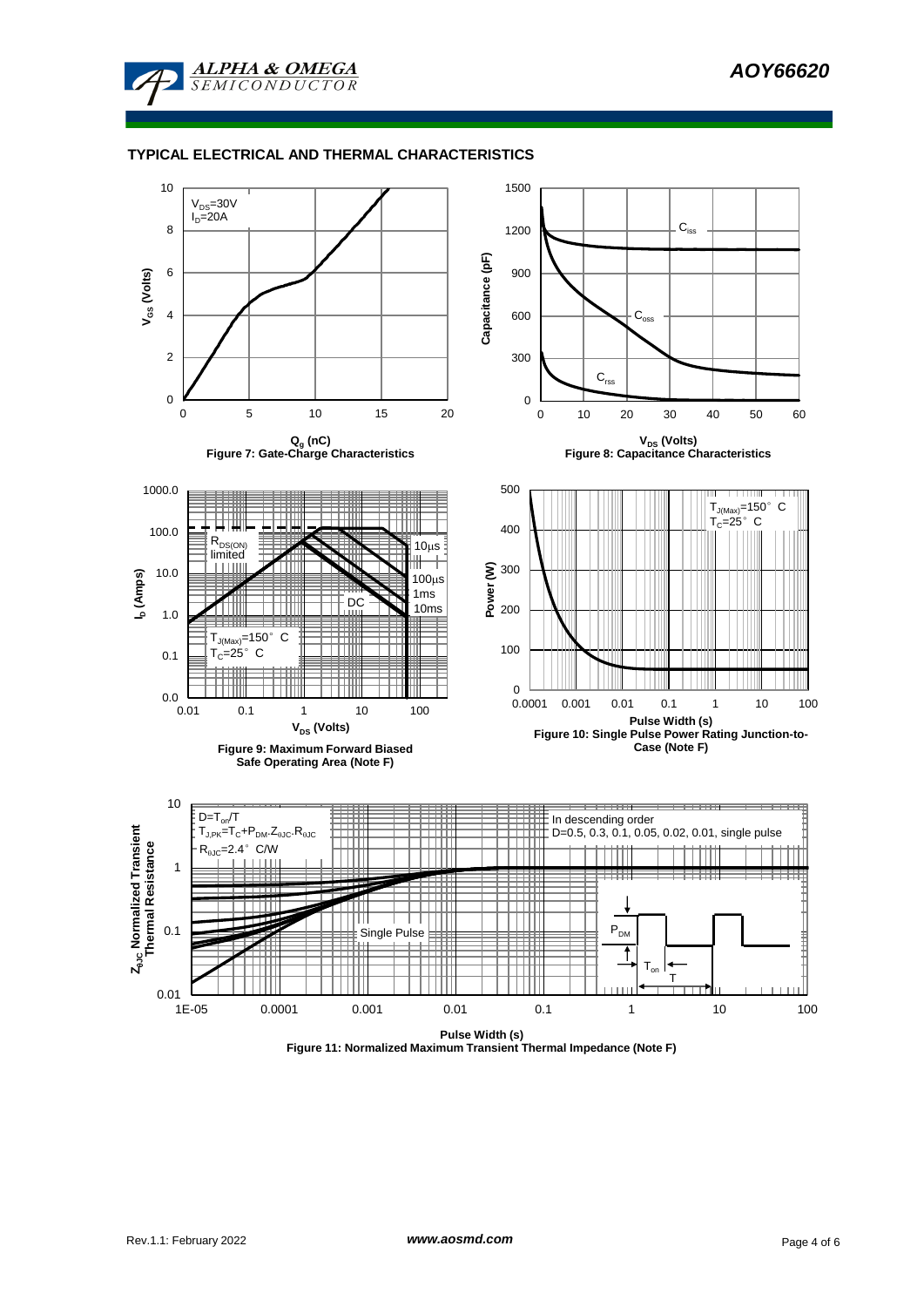## TYPICAL ELECTRICAL AND THERMAL CHARACTERISTICS

$V_{DS}$=30V
$I_D$=20A

$V_{GS}$ (Volts)

$Q_g$ (nC)

Figure 7: Gate-Charge Characteristics

$C_{iss}$

$C_{oss}$

$C_{rss}$

Capacitance (pF)

$V_{DS}$ (Volts)

Figure 8: Capacitance Characteristics

$R_{DS(ON)}$ limited

10µs

100µs

1ms

10ms

DC

$T_{J(Max)}$=150° C
$T_C$=25° C

$I_D$ (Amps)

$V_{DS}$ (Volts)

Figure 9: Maximum Forward Biased Safe Operating Area (Note F)

$T_{J(Max)}$=150° C
$T_C$=25° C

Power (W)

Pulse Width (s)

Figure 10: Single Pulse Power Rating Junction-to-Case (Note F)

D=$T_{on}$/T
$T_{J,PK}=T_C+P_{DM}.Z_{\theta JC}.R_{\theta JC}$
$R_{\theta JC}$=2.4° C/W

In descending order
D=0.5, 0.3, 0.1, 0.05, 0.02, 0.01, single pulse

Single Pulse

$P_{DM}$

$T_{on}$

T

$Z_{\theta JC}$ Normalized Transient Thermal Resistance

Pulse Width (s)

Figure 11: Normalized Maximum Transient Thermal Impedance (Note F)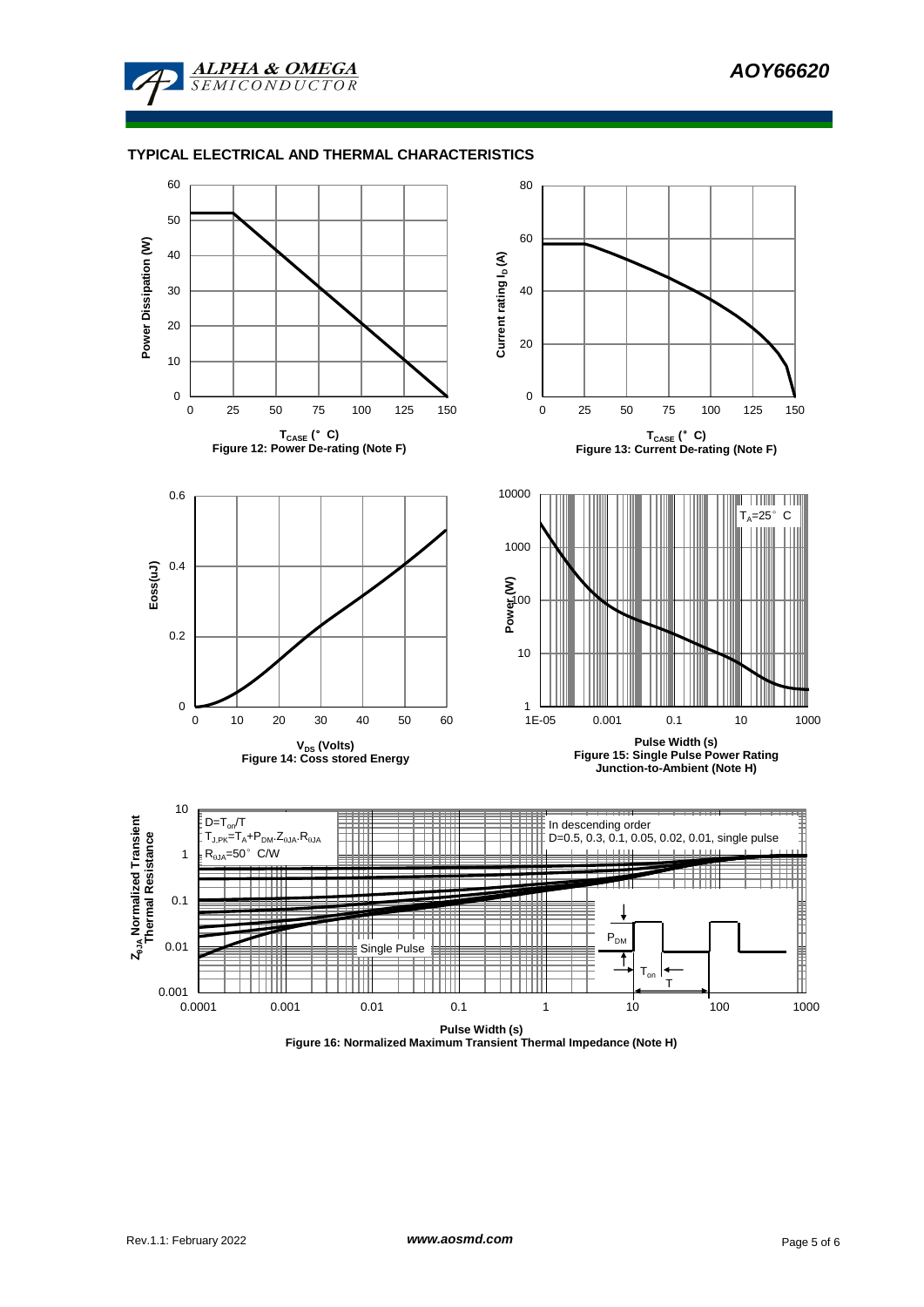## TYPICAL ELECTRICAL AND THERMAL CHARACTERISTICS

Power Dissipation (W)

$T_{CASE}$ (°C)

Figure 12: Power De-rating (Note F)

Current rating $I_D$ (A)

$T_{CASE}$ (°C)

Figure 13: Current De-rating (Note F)

Eoss(uJ)

$V_{DS}$ (Volts)

Figure 14: Coss stored Energy

$T_A$=25°C

Power (W)

Pulse Width (s)

Figure 15: Single Pulse Power Rating Junction-to-Ambient (Note H)

$D=T_{on}/T$

$T_{J,PK}=T_A+P_{DM}.Z_{\theta JA}.R_{\theta JA}$

$R_{\theta JA}$=50°C/W

In descending order

D=0.5, 0.3, 0.1, 0.05, 0.02, 0.01, single pulse

Single Pulse

$P_{DM}$

$T_{on}$

T

$Z_{\theta JA}$ Normalized Transient Thermal Resistance

Pulse Width (s)

Figure 16: Normalized Maximum Transient Thermal Impedance (Note H)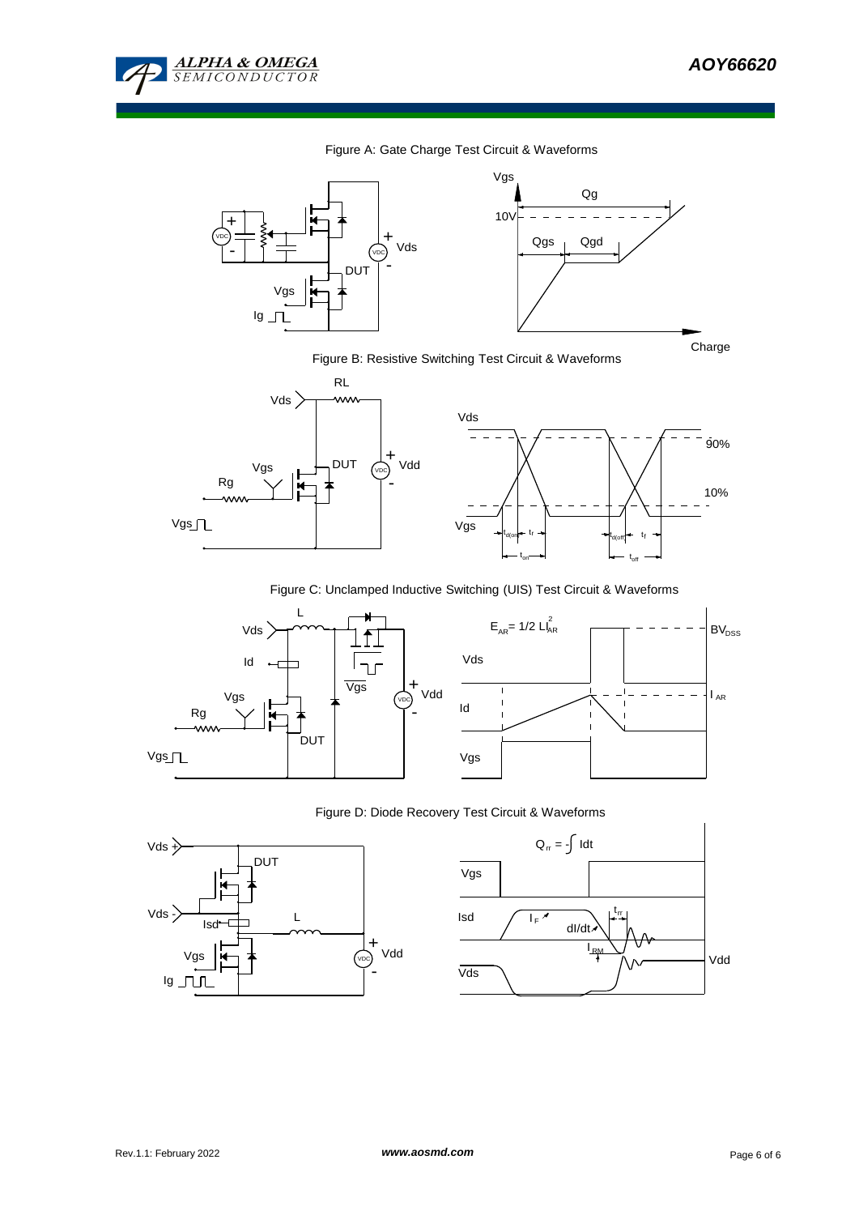Figure A: Gate Charge Test Circuit & Waveforms

VDC
+
-
Vgs
Ig
DUT
VDC
+
Vds
-

Vgs
Qg
10V
Qgs
Qgd
Charge

Figure B: Resistive Switching Test Circuit & Waveforms

RL
Vds
Vgs
Rg
Vgs
DUT
VDC
+
Vdd
-

Vds
90%
10%
Vgs
$t_{d(on)}$
$t_r$
$t_{on}$
$t_{d(off)}$
$t_f$
$t_{off}$

Figure C: Unclamped Inductive Switching (UIS) Test Circuit & Waveforms

L
Vds
Id
Vgs
Rg
Vgs
DUT
Vgs
VDC
+
Vdd
-

$E_{AR} = 1/2\ LI_{AR}^2$
$BV_{DSS}$
Vds
Id
$I_{AR}$
Vgs

Figure D: Diode Recovery Test Circuit & Waveforms

Vds +
DUT
Vds -
Isd
L
Vgs
Ig
VDC
+
Vdd
-

$Q_{rr} = -\int Idt$
Vgs
Isd
$I_F$
dI/dt
$t_{rr}$
$I_{RM}$
Vds
Vdd